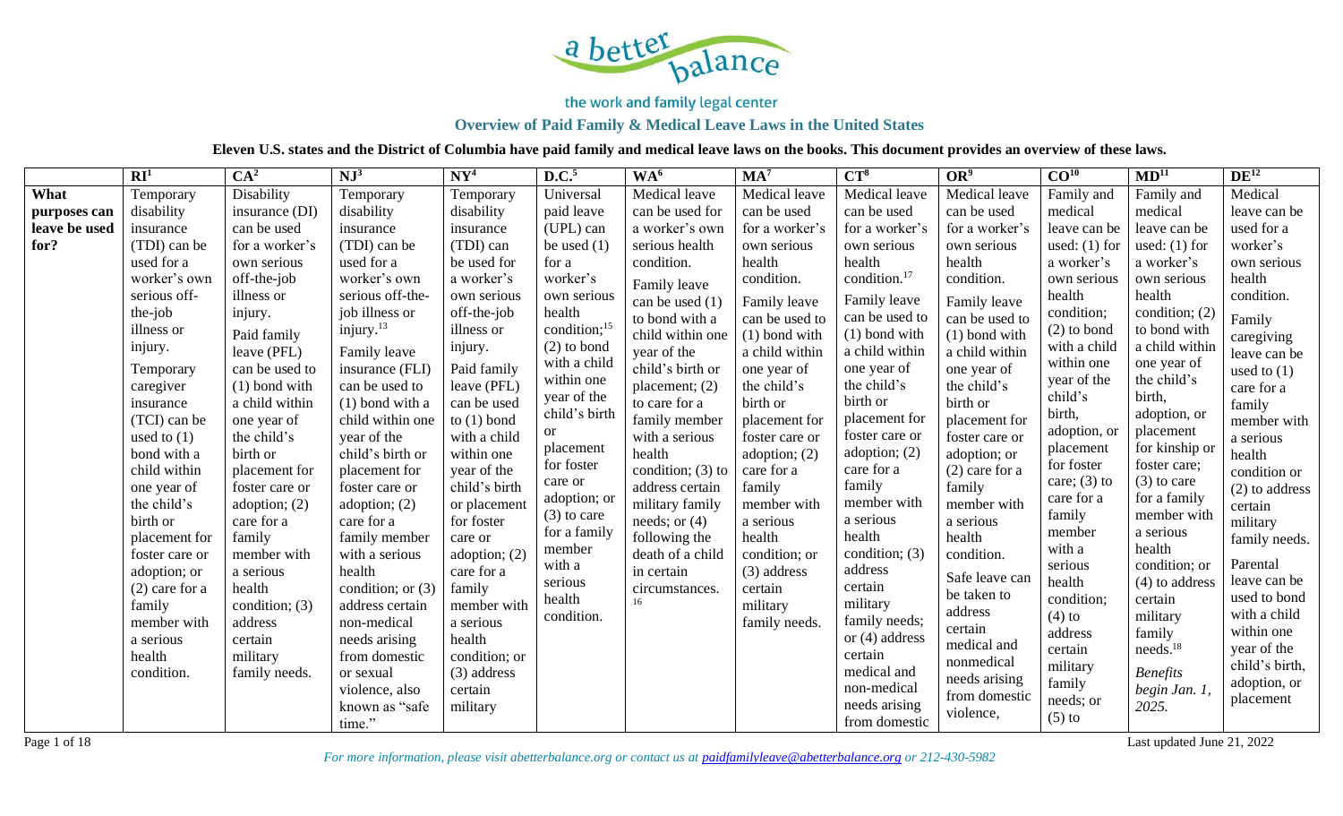a better balance

the work and family legal center

**Overview of Paid Family & Medical Leave Laws in the United States**

**Eleven U.S. states and the District of Columbia have paid family and medical leave laws on the books. This document provides an overview of these laws.**

| | RI[1] | CA[2] | NJ[3] | NY[4] | D.C.[5] | WA[6] | MA[7] | CT[8] | OR[9] | CO[10] | MD[11] | DE[12] |
|---|---|---|---|---|---|---|---|---|---|---|---|---|
| **What purposes can leave be used for?** | Temporary disability insurance (TDI) can be used for a worker's own serious off-the-job illness or injury. Temporary caregiver insurance (TCI) can be used to (1) bond with a child within one year of the child's birth or placement for foster care or adoption; or (2) care for a family member with a serious health condition. | Disability insurance (DI) can be used for a worker's own serious off-the-job illness or injury. Paid family leave (PFL) can be used to (1) bond with a child within one year of the child's birth or placement for foster care or adoption; (2) care for a family member with a serious health condition; (3) address certain military family needs. | Temporary disability insurance (TDI) can be used for a worker's own serious off-the-job illness or injury.[13] Family leave insurance (FLI) can be used to (1) bond with a child within one year of the child's birth or placement for foster care or adoption; (2) care for a family member with a serious health condition; or (3) address certain non-medical needs arising from domestic or sexual violence, also known as "safe time." | Temporary disability insurance (TDI) can be used for a worker's own serious off-the-job illness or injury. Paid family leave (PFL) can be used to (1) bond with a child within one year of the child's birth or placement for foster care or adoption; (2) care for a family member with a serious health condition; or (3) address certain military | Universal paid leave (UPL) can be used (1) for a worker's own serious health condition;[15] (2) to bond with a child within one year of the child's birth or placement for foster care or adoption; or (3) to care for a family member with a serious health condition. | Medical leave can be used for a worker's own serious health condition. Family leave can be used (1) to bond with a child within one year of the child's birth or placement; (2) to care for a family member with a serious health condition; (3) to address certain military family needs; or (4) following the death of a child in certain circumstances.[16] | Medical leave can be used for a worker's own serious health condition. Family leave can be used to (1) bond with a child within one year of the child's birth or placement for foster care or adoption; (2) care for a family member with a serious health condition; or (3) address certain military family needs. | Medical leave can be used for a worker's own serious health condition.[17] Family leave can be used to (1) bond with a child within one year of the child's birth or placement for foster care or adoption; (2) care for a family member with a serious health condition; (3) address certain military family needs; or (4) address certain medical and non-medical needs arising from domestic | Medical leave can be used for a worker's own serious health condition. Family leave can be used to (1) bond with a child within one year of the child's birth or placement for foster care or adoption; or (2) care for a family member with a serious health condition. Safe leave can be taken to address certain medical and nonmedical needs arising from domestic violence, | Family and medical leave can be used: (1) for a worker's own serious health condition; (2) to bond with a child within one year of the child's birth, adoption, or placement for foster care; (3) to care for a family member with a serious health condition; (4) to address certain military family needs; or (5) to | Family and medical leave can be used: (1) for a worker's own serious health condition; (2) to bond with a child within one year of the child's birth, adoption, or placement for kinship or foster care; (3) to care for a family member with a serious health condition; or (4) to address certain military family needs.[18] *Benefits begin Jan. 1, 2025.* | Medical leave can be used for a worker's own serious health condition. Family caregiving leave can be used to (1) care for a family member with a serious health condition or (2) to address certain military family needs. Parental leave can be used to bond with a child within one year of the child's birth, adoption, or placement |

Last updated June 21, 2022

*For more information, please visit abetterbalance.org or contact us at paidfamilyleave@abetterbalance.org or 212-430-5982*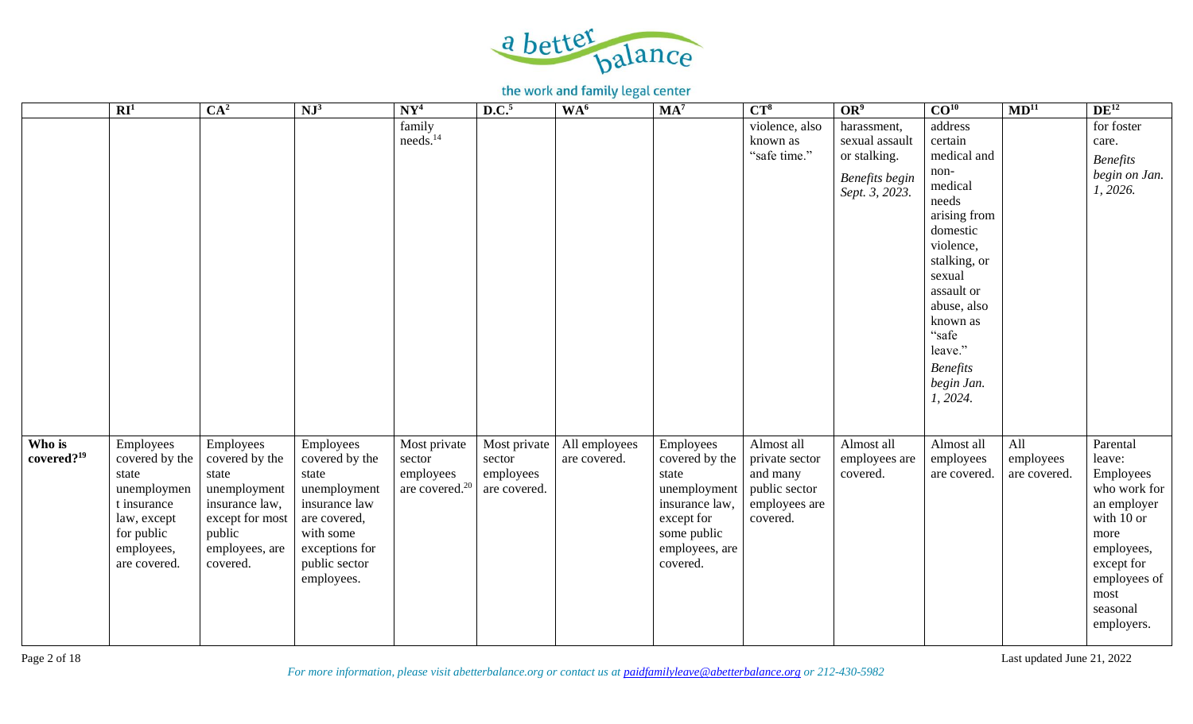| | RI[1] | CA[2] | NJ[3] | NY[4] | D.C.[5] | WA[6] | MA[7] | CT[8] | OR[9] | CO[10] | MD[11] | DE[12] |
|---|---|---|---|---|---|---|---|---|---|---|---|---|
| | | | | family needs.[14] | | | | violence, also known as "safe time." | harassment, sexual assault or stalking. *Benefits begin Sept. 3, 2023.* | address certain medical and non-medical needs arising from domestic violence, stalking, or sexual assault or abuse, also known as "safe leave." *Benefits begin Jan. 1, 2024.* | | for foster care. *Benefits begin on Jan. 1, 2026.* |
| **Who is covered?**[19] | Employees covered by the state unemployment insurance law, except for public employees, are covered. | Employees covered by the state unemployment insurance law, except for most public employees, are covered. | Employees covered by the state unemployment insurance law are covered, with some exceptions for public sector employees. | Most private sector employees are covered.[20] | Most private sector employees are covered. | All employees are covered. | Employees covered by the state unemployment insurance law, except for some public employees, are covered. | Almost all private sector and many public sector employees are covered. | Almost all employees are covered. | Almost all employees are covered. | All employees are covered. | Parental leave: Employees who work for an employer with 10 or more employees, except for employees of most seasonal employers. |

*For more information, please visit abetterbalance.org or contact us at paidfamilyleave@abetterbalance.org or 212-430-5982*

Last updated June 21, 2022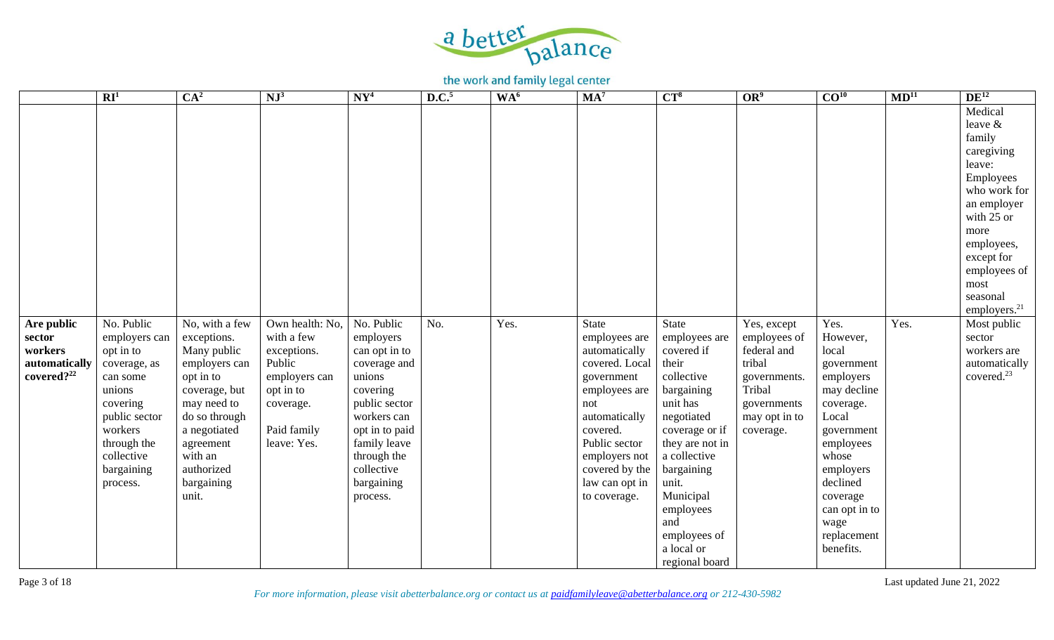| | RI[1] | CA[2] | NJ[3] | NY[4] | D.C.[5] | WA[6] | MA[7] | CT[8] | OR[9] | CO[10] | MD[11] | DE[12] |
|---|---|---|---|---|---|---|---|---|---|---|---|---|
| | | | | | | | | | | | | Medical leave & family caregiving leave: Employees who work for an employer with 25 or more employees, except for employees of most seasonal employers.[21] |
| **Are public sector workers automatically covered?**[22] | No. Public employers can opt in to coverage, as can some unions covering public sector workers through the collective bargaining process. | No, with a few exceptions. Many public employers can opt in to coverage, but may need to do so through a negotiated agreement with an authorized bargaining unit. | Own health: No, with a few exceptions. Public employers can opt in to coverage. Paid family leave: Yes. | No. Public employers can opt in to coverage and unions covering public sector workers can opt in to paid family leave through the collective bargaining process. | No. | Yes. | State employees are automatically covered. Local government employees are not automatically covered. Public sector employers not covered by the law can opt in to coverage. | State employees are covered if their collective bargaining unit has negotiated coverage or if they are not in a collective bargaining unit. Municipal employees and employees of a local or regional board | Yes, except employees of federal and tribal governments. Tribal governments may opt in to coverage. | Yes. However, local government employers may decline coverage. Local government employees whose employers declined coverage can opt in to wage replacement benefits. | Yes. | Most public sector workers are automatically covered.[23] |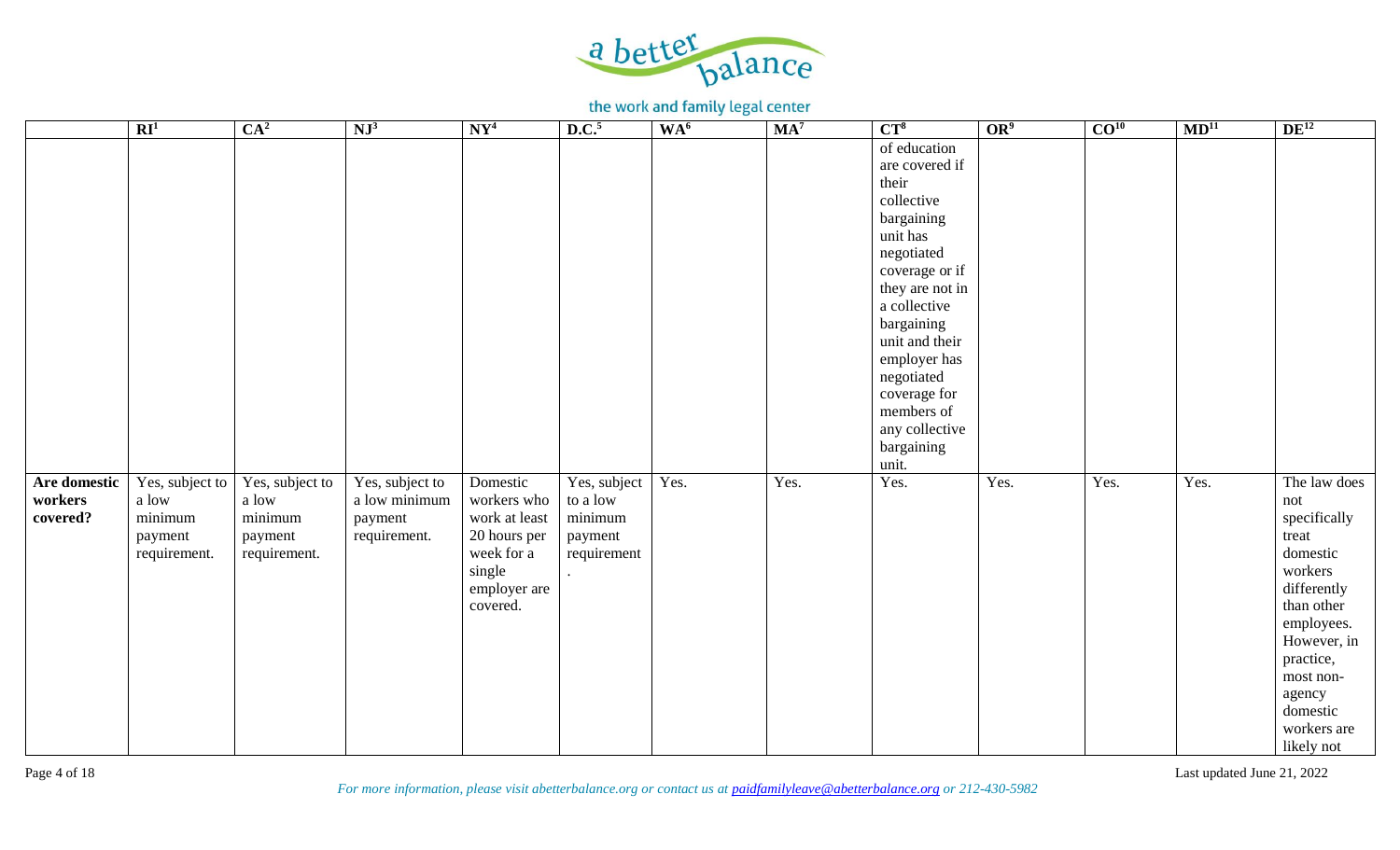| | RI[1] | CA[2] | NJ[3] | NY[4] | D.C.[5] | WA[6] | MA[7] | CT[8] | OR[9] | CO[10] | MD[11] | DE[12] |
|---|---|---|---|---|---|---|---|---|---|---|---|---|
| | | | | | | | | of education are covered if their collective bargaining unit has negotiated coverage or if they are not in a collective bargaining unit and their employer has negotiated coverage for members of any collective bargaining unit. | | | | |
| **Are domestic workers covered?** | Yes, subject to a low minimum payment requirement. | Yes, subject to a low minimum payment requirement. | Yes, subject to a low minimum payment requirement. | Domestic workers who work at least 20 hours per week for a single employer are covered. | Yes, subject to a low minimum payment requirement. | Yes. | Yes. | Yes. | Yes. | Yes. | Yes. | The law does not specifically treat domestic workers differently than other employees. However, in practice, most non-agency domestic workers are likely not |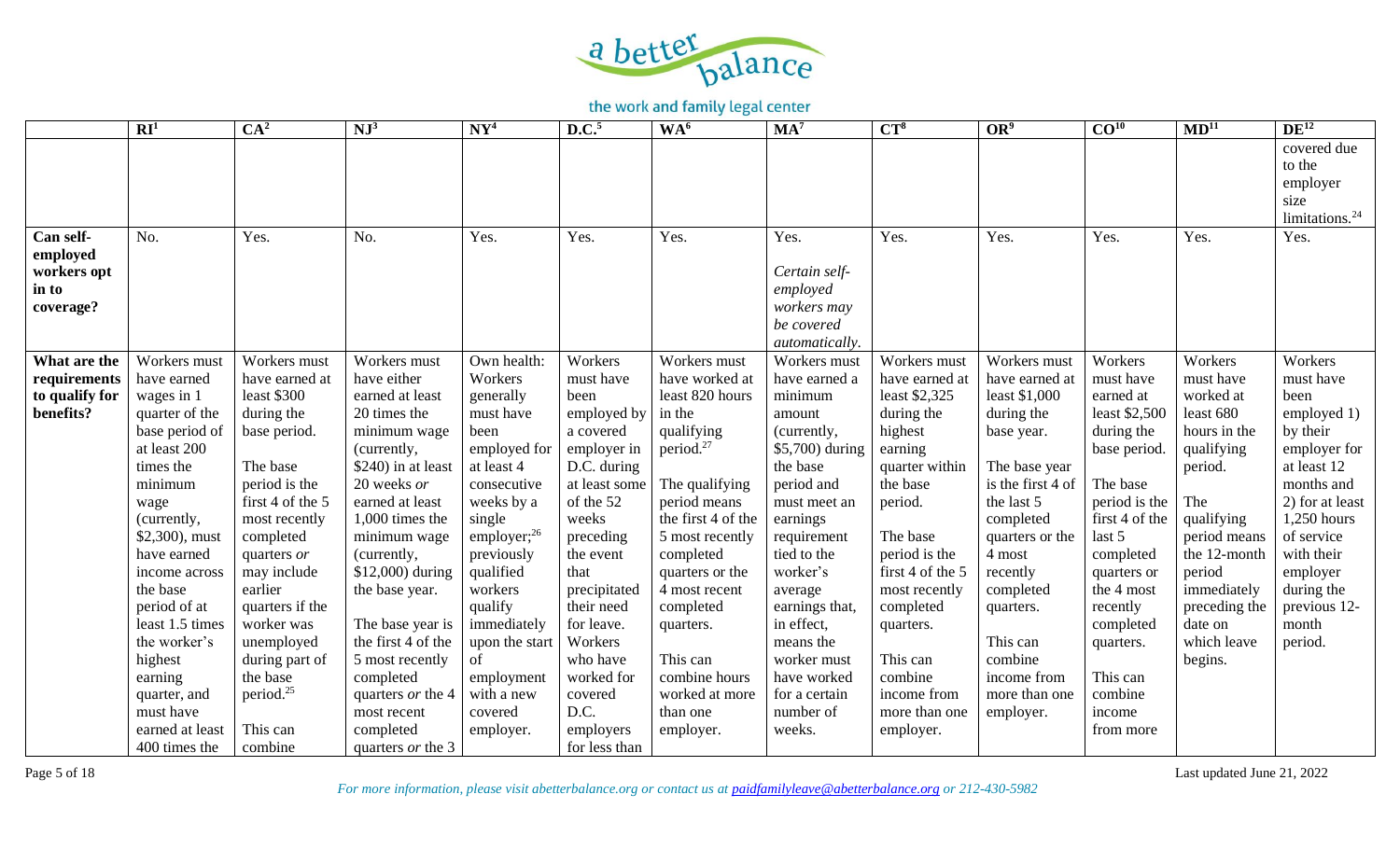| | RI[1] | CA[2] | NJ[3] | NY[4] | D.C.[5] | WA[6] | MA[7] | CT[8] | OR[9] | CO[10] | MD[11] | DE[12] |
|---|---|---|---|---|---|---|---|---|---|---|---|---|
| | | | | | | | | | | | | covered due to the employer size limitations.[24] |
| **Can self-employed workers opt in to coverage?** | No. | Yes. | No. | Yes. | Yes. | Yes. | Yes. *Certain self-employed workers may be covered automatically.* | Yes. | Yes. | Yes. | Yes. | Yes. |
| **What are the requirements to qualify for benefits?** | Workers must have earned wages in 1 quarter of the base period of at least 200 times the minimum wage (currently, $2,300), must have earned income across the base period of at least 1.5 times the worker's highest earning quarter, and must have earned at least 400 times the | Workers must have earned at least $300 during the base period. The base period is the first 4 of the 5 most recently completed quarters *or* may include earlier quarters if the worker was unemployed during part of the base period.[25] This can combine | Workers must have either earned at least 20 times the minimum wage (currently, $240) in at least 20 weeks *or* earned at least 1,000 times the minimum wage (currently, $12,000) during the base year. The base year is the first 4 of the 5 most recently completed quarters *or* the 4 most recent completed quarters *or* the 3 | Own health: Workers generally must have been employed for at least 4 consecutive weeks by a single employer;[26] previously qualified workers qualify immediately upon the start of employment with a new covered employer. | Workers must have been employed by a covered employer in D.C. during at least some of the 52 weeks preceding the event that precipitated their need for leave. Workers who have worked for covered D.C. employers for less than | Workers must have worked at least 820 hours in the qualifying period.[27] The qualifying period means the first 4 of the 5 most recently completed quarters or the 4 most recent completed quarters. This can combine hours worked at more than one employer. | Workers must have earned a minimum amount (currently, $5,700) during the base period and must meet an earnings requirement tied to the worker's average earnings that, in effect, means the worker must have worked for a certain number of weeks. | Workers must have earned at least $2,325 during the highest earning quarter within the base period. The base period is the first 4 of the 5 most recently completed quarters. This can combine income from more than one employer. | Workers must have earned at least $1,000 during the base year. The base year is the first 4 of the last 5 completed quarters or the 4 most recently completed quarters. This can combine income from more than one employer. | Workers must have earned at least $2,500 during the base period. The base period is the first 4 of the last 5 completed quarters or the 4 most recently completed quarters. This can combine income from more | Workers must have worked at least 680 hours in the qualifying period. The qualifying period means the 12-month period immediately preceding the date on which leave begins. | Workers must have been employed 1) by their employer for at least 12 months and 2) for at least 1,250 hours of service with their employer during the previous 12-month period. |

*For more information, please visit abetterbalance.org or contact us at paidfamilyleave@abetterbalance.org or 212-430-5982*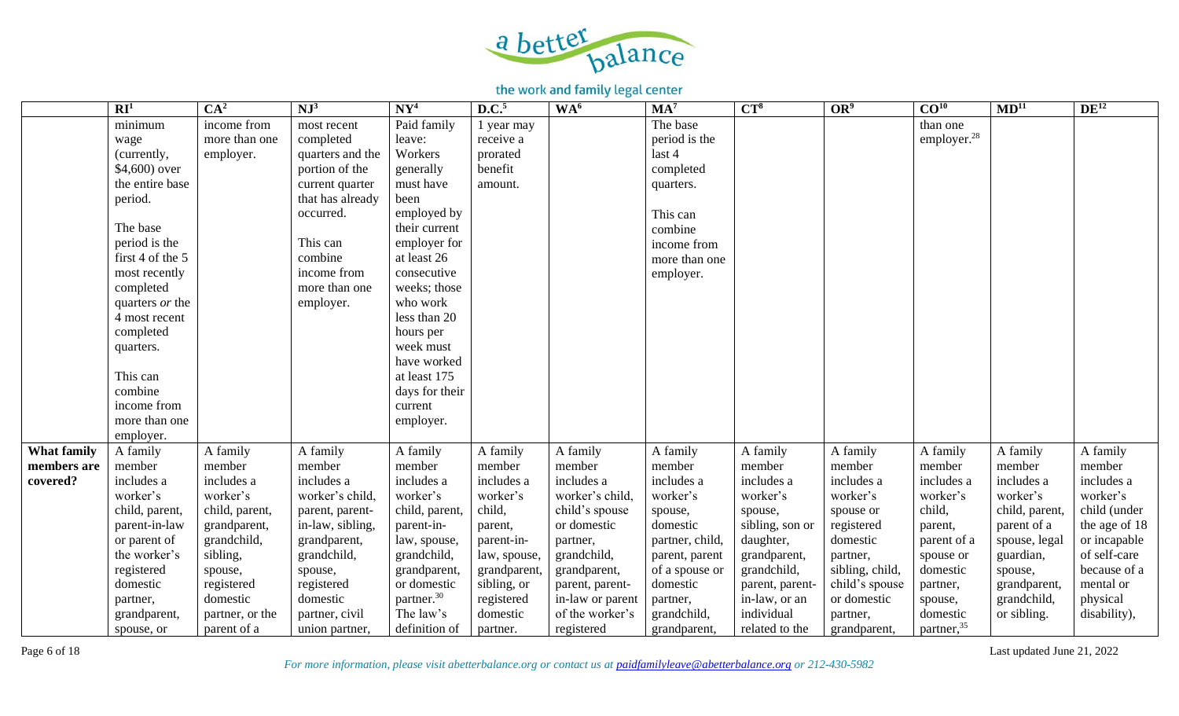| | RI[1] | CA[2] | NJ[3] | NY[4] | D.C.[5] | WA[6] | MA[7] | CT[8] | OR[9] | CO[10] | MD[11] | DE[12] |
|---|---|---|---|---|---|---|---|---|---|---|---|---|
| | minimum wage (currently, $4,600) over the entire base period.<br><br>The base period is the first 4 of the 5 most recently completed quarters *or* the 4 most recent completed quarters.<br><br>This can combine income from more than one employer. | income from more than one employer. | most recent completed quarters and the portion of the current quarter that has already occurred.<br><br>This can combine income from more than one employer. | Paid family leave: Workers generally must have been employed by their current employer for at least 26 consecutive weeks; those who work less than 20 hours per week must have worked at least 175 days for their current employer. | 1 year may receive a prorated benefit amount. | | The base period is the last 4 completed quarters.<br><br>This can combine income from more than one employer. | | | than one employer.[28] | | |
| **What family members are covered?** | A family member includes a worker's child, parent, parent-in-law or parent of the worker's registered domestic partner, grandparent, spouse, or | A family member includes a worker's child, parent, grandparent, grandchild, sibling, spouse, registered domestic partner, or the parent of a | A family member includes a worker's child, parent, parent-in-law, sibling, grandparent, grandchild, spouse, registered domestic partner, civil union partner, | A family member includes a worker's child, parent, parent-in-law, spouse, grandparent, grandchild, or domestic partner.[30] The law's definition of | A family member includes a worker's child, parent, parent-in-law, spouse, grandparent, sibling, or registered domestic partner. | A family member includes a worker's child, child's spouse or domestic partner, grandparent, grandchild, parent, parent-in-law or parent of the worker's registered | A family member includes a worker's spouse, domestic partner, child, parent, parent of a spouse or domestic partner, grandchild, grandparent, | A family member includes a worker's spouse, sibling, son or daughter, grandparent, grandchild, parent, parent-in-law, or an individual related to the | A family member includes a worker's spouse or registered domestic partner, sibling, child, child's spouse or domestic partner, grandparent, | A family member includes a worker's child, parent, parent of a spouse or domestic partner, spouse, domestic partner,[35] | A family member includes a worker's child, parent, parent of a spouse, legal guardian, spouse, grandparent, grandchild, or sibling. | A family member includes a worker's child (under the age of 18 or incapable of self-care because of a mental or physical disability), |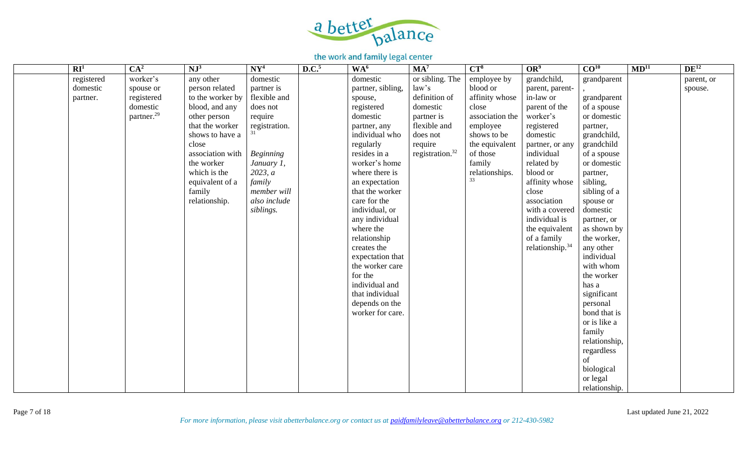| | RI[1] | CA[2] | NJ[3] | NY[4] | D.C.[5] | WA[6] | MA[7] | CT[8] | OR[9] | CO[10] | MD[11] | DE[12] |
|---|---|---|---|---|---|---|---|---|---|---|---|---|
| | registered domestic partner. | worker's spouse or registered domestic partner.[29] | any other person related to the worker by blood, and any other person that the worker shows to have a close association with the worker which is the equivalent of a family relationship. | domestic partner is flexible and does not require registration.[31] *Beginning January 1, 2023, a family member will also include siblings.* | | domestic partner, sibling, spouse, registered domestic partner, any individual who regularly resides in a worker's home where there is an expectation that the worker care for the individual, or any individual where the relationship creates the expectation that the worker care for the individual and that individual depends on the worker for care. | or sibling. The law's definition of domestic partner is flexible and does not require registration.[32] | employee by blood or affinity whose close association the employee shows to be the equivalent of those family relationships.[33] | grandchild, parent, parent-in-law or parent of the worker's registered domestic partner, or any individual related by blood or affinity whose close association with a covered individual is the equivalent of a family relationship.[34] | grandparent, grandparent of a spouse or domestic partner, grandchild, grandchild of a spouse or domestic partner, sibling, sibling of a spouse or domestic partner, or as shown by the worker, any other individual with whom the worker has a significant personal bond that is or is like a family relationship, regardless of biological or legal relationship. | | parent, or spouse. |

*For more information, please visit abetterbalance.org or contact us at paidfamilyleave@abetterbalance.org or 212-430-5982*

Last updated June 21, 2022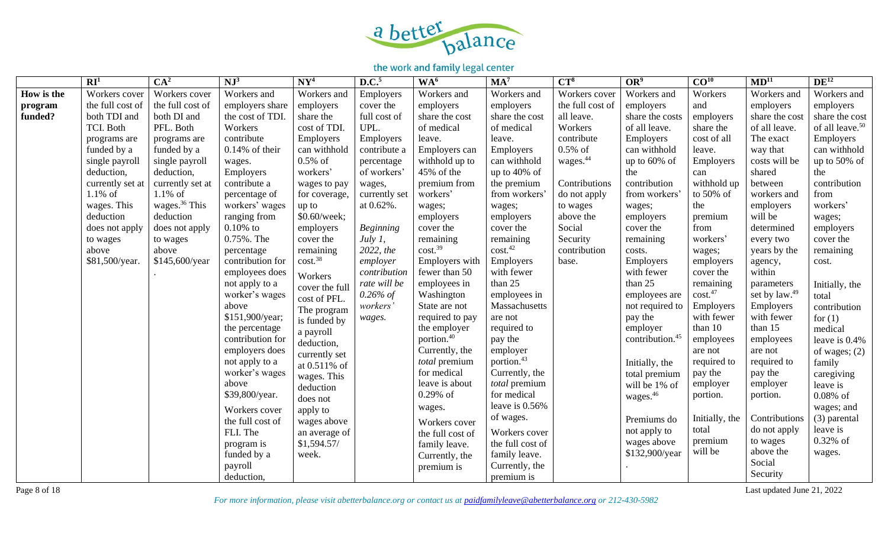| | RI[1] | CA[2] | NJ[3] | NY[4] | D.C.[5] | WA[6] | MA[7] | CT[8] | OR[9] | CO[10] | MD[11] | DE[12] |
|---|---|---|---|---|---|---|---|---|---|---|---|---|
| **How is the program funded?** | Workers cover the full cost of both TDI and TCI. Both programs are funded by a single payroll deduction, currently set at 1.1% of wages. This deduction does not apply to wages above $81,500/year. | Workers cover the full cost of both DI and PFL. Both programs are funded by a single payroll deduction, currently set at 1.1% of wages.[36] This deduction does not apply to wages above $145,600/year. | Workers and employers share the cost of TDI. Workers contribute 0.14% of their wages. Employers contribute a percentage of workers' wages ranging from 0.10% to 0.75%. The percentage contribution for employees does not apply to a worker's wages above $151,900/year; the percentage contribution for employers does not apply to a worker's wages above $39,800/year. Workers cover the full cost of FLI. The program is funded by a payroll deduction, | Workers and employers share the cost of TDI. Employers can withhold 0.5% of workers' wages to pay for coverage, up to $0.60/week; employers cover the remaining cost.[38] Workers cover the full cost of PFL. The program is funded by a payroll deduction, currently set at 0.511% of wages. This deduction does not apply to wages above an average of $1,594.57/ week. | Employers cover the full cost of UPL. Employers contribute a percentage of workers' wages, currently set at 0.62%. *Beginning July 1, 2022, the employer contribution rate will be 0.26% of workers' wages.* | Workers and employers share the cost of medical leave. Employers can withhold up to 45% of the premium from workers' wages; employers cover the remaining cost.[39] Employers with fewer than 50 employees in Washington State are not required to pay the employer portion.[40] Currently, the *total* premium for medical leave is about 0.29% of wages. Workers cover the full cost of family leave. Currently, the premium is | Workers and employers share the cost of medical leave. Employers can withhold up to 40% of the premium from workers' wages; employers cover the remaining cost.[42] Employers with fewer than 25 employees in Massachusetts are not required to pay the employer portion.[43] Currently, the *total* premium for medical leave is 0.56% of wages. Workers cover the full cost of family leave. Currently, the premium is | Workers cover the full cost of all leave. Workers contribute 0.5% of wages.[44] Contributions do not apply to wages above the Social Security contribution base. | Workers and employers share the costs of all leave. Employers can withhold up to 60% of the contribution from workers' wages; employers cover the remaining costs. Employers with fewer than 25 employees are not required to pay the employer contribution.[45] Initially, the total premium will be 1% of wages.[46] Premiums do not apply to wages above $132,900/year. | Workers and employers share the cost of all leave. Employers can withhold up to 50% of the premium from workers' wages; employers cover the remaining cost.[47] Employers with fewer than 10 employees are not required to pay the employer portion. Initially, the total premium will be | Workers and employers share the cost of all leave. The exact way that costs will be shared between workers and employers will be determined every two years by the agency, within parameters set by law.[49] Employers with fewer than 15 employees are not required to pay the employer portion. Contributions do not apply to wages above the Social Security | Workers and employers share the cost of all leave.[50] Employers can withhold up to 50% of the contribution from workers' wages; employers cover the remaining cost. Initially, the total contribution for (1) medical leave is 0.4% of wages; (2) family caregiving leave is 0.08% of wages; and (3) parental leave is 0.32% of wages. |

*For more information, please visit abetterbalance.org or contact us at paidfamilyleave@abetterbalance.org or 212-430-5982*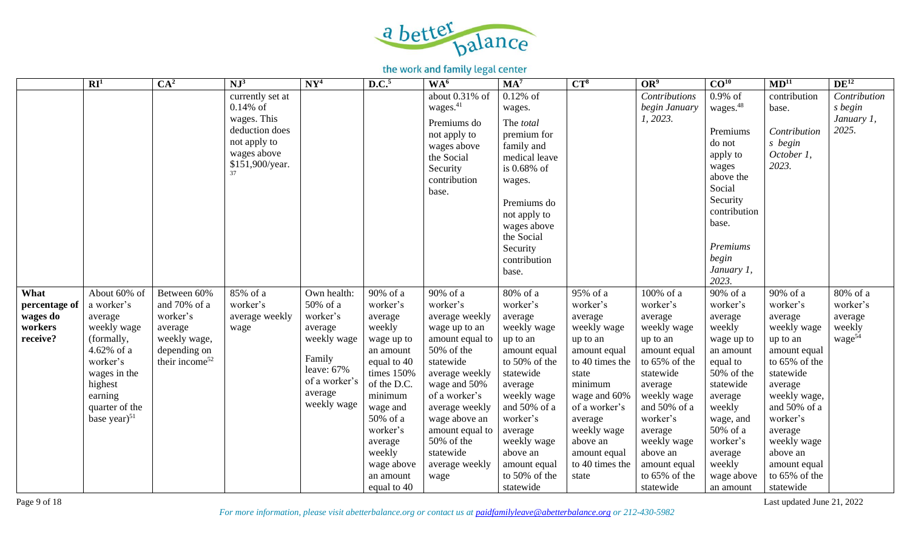| | RI[1] | CA[2] | NJ[3] | NY[4] | D.C.[5] | WA[6] | MA[7] | CT[8] | OR[9] | CO[10] | MD[11] | DE[12] |
|---|---|---|---|---|---|---|---|---|---|---|---|---|
| | | | currently set at 0.14% of wages. This deduction does not apply to wages above $151,900/year.[37] | | | about 0.31% of wages.[41] Premiums do not apply to wages above the Social Security contribution base. | 0.12% of wages. The *total* premium for family and medical leave is 0.68% of wages. Premiums do not apply to wages above the Social Security contribution base. | | *Contributions begin January 1, 2023.* | 0.9% of wages.[48] Premiums do not apply to wages above the Social Security contribution base. *Premiums begin January 1, 2023.* | contribution base. *Contributions begin October 1, 2023.* | *Contributions begin January 1, 2025.* |
| **What percentage of wages do workers receive?** | About 60% of a worker's average weekly wage (formally, 4.62% of a worker's wages in the highest earning quarter of the base year)[51] | Between 60% and 70% of a worker's average weekly wage, depending on their income[52] | 85% of a worker's average weekly wage | Own health: 50% of a worker's average weekly wage Family leave: 67% of a worker's average weekly wage | 90% of a worker's average weekly wage up to an amount equal to 40 times 150% of the D.C. minimum wage and 50% of a worker's average weekly wage above an amount equal to 40 | 90% of a worker's average weekly wage up to an amount equal to 50% of the statewide average weekly wage and 50% of a worker's average weekly wage above an amount equal to 50% of the statewide average weekly wage | 80% of a worker's average weekly wage up to an amount equal to 50% of the statewide average weekly wage and 50% of a worker's average weekly wage above an amount equal to 50% of the statewide | 95% of a worker's average weekly wage up to an amount equal to 40 times the state minimum wage and 60% of a worker's average weekly wage above an amount equal to 40 times the state | 100% of a worker's average weekly wage up to an amount equal to 65% of the statewide average weekly wage and 50% of a worker's average weekly wage above an amount equal to 65% of the statewide | 90% of a worker's average weekly wage up to an amount equal to 50% of the statewide average weekly wage, and 50% of a worker's average weekly wage above an amount | 90% of a worker's average weekly wage up to an amount equal to 65% of the statewide average weekly wage, and 50% of a worker's average weekly wage above an amount equal to 65% of the statewide | 80% of a worker's average weekly wage[54] |

*For more information, please visit abetterbalance.org or contact us at paidfamilyleave@abetterbalance.org or 212-430-5982*

Last updated June 21, 2022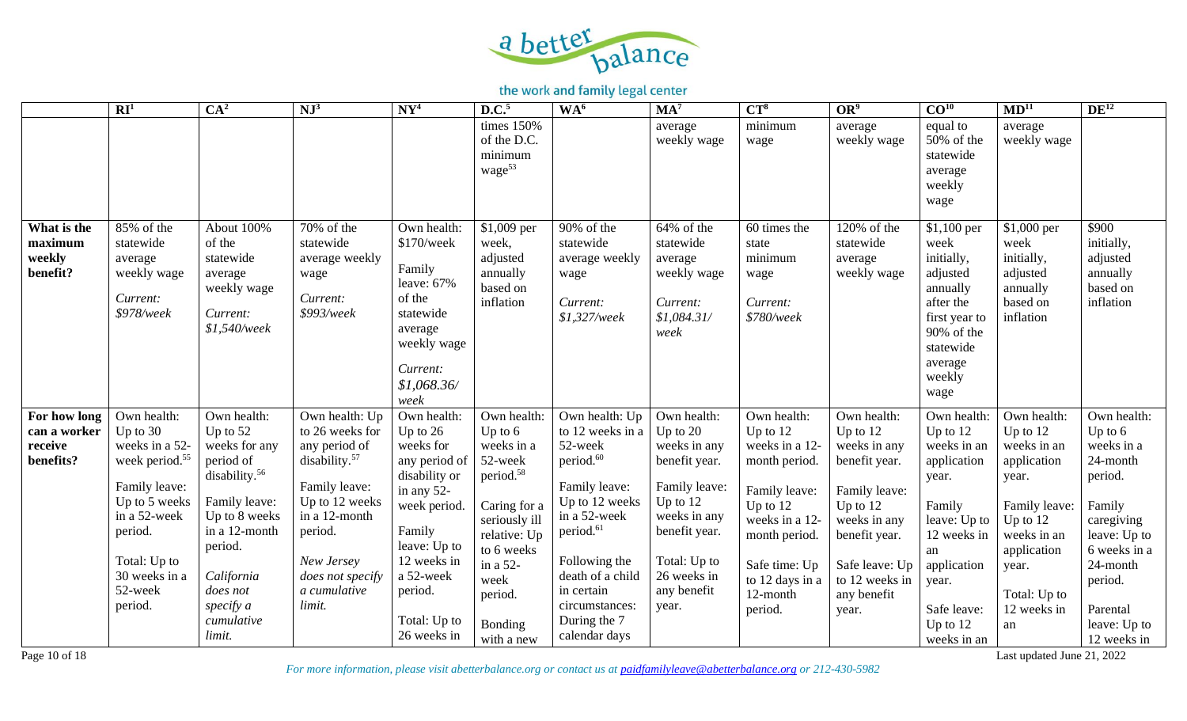| | RI[1] | CA[2] | NJ[3] | NY[4] | D.C.[5] | WA[6] | MA[7] | CT[8] | OR[9] | CO[10] | MD[11] | DE[12] |
|---|---|---|---|---|---|---|---|---|---|---|---|---|
| | | | | | times 150% of the D.C. minimum wage[53] | | average weekly wage | minimum wage | average weekly wage | equal to 50% of the statewide average weekly wage | average weekly wage | |
| **What is the maximum weekly benefit?** | 85% of the statewide average weekly wage<br><br>*Current: $978/week* | About 100% of the statewide average weekly wage<br><br>*Current: $1,540/week* | 70% of the statewide average weekly wage<br><br>*Current: $993/week* | Own health: $170/week<br><br>Family leave: 67% of the statewide average weekly wage<br><br>*Current: $1,068.36/ week* | $1,009 per week, adjusted annually based on inflation | 90% of the statewide average weekly wage<br><br>*Current: $1,327/week* | 64% of the statewide average weekly wage<br><br>*Current: $1,084.31/ week* | 60 times the state minimum wage<br><br>*Current: $780/week* | 120% of the statewide average weekly wage | $1,100 per week initially, adjusted annually after the first year to 90% of the statewide average weekly wage | $1,000 per week initially, adjusted annually based on inflation | $900 initially, adjusted annually based on inflation |
| **For how long can a worker receive benefits?** | Own health: Up to 30 weeks in a 52-week period.[55]<br><br>Family leave: Up to 5 weeks in a 52-week period.<br><br>Total: Up to 30 weeks in a 52-week period. | Own health: Up to 52 weeks for any period of disability.[56]<br><br>Family leave: Up to 8 weeks in a 12-month period.<br><br>*California does not specify a cumulative limit.* | Own health: Up to 26 weeks for any period of disability.[57]<br><br>Family leave: Up to 12 weeks in a 12-month period.<br><br>*New Jersey does not specify a cumulative limit.* | Own health: Up to 26 weeks for any period of disability or in any 52-week period.<br><br>Family leave: Up to 12 weeks in a 52-week period.<br><br>Total: Up to 26 weeks in | Own health: Up to 6 weeks in a 52-week period.[58]<br><br>Caring for a seriously ill relative: Up to 6 weeks in a 52-week period.<br><br>Bonding with a new | Own health: Up to 12 weeks in a 52-week period.[60]<br><br>Family leave: Up to 12 weeks in a 52-week period.[61]<br><br>Following the death of a child in certain circumstances: During the 7 calendar days | Own health: Up to 20 weeks in any benefit year.<br><br>Family leave: Up to 12 weeks in any benefit year.<br><br>Total: Up to 26 weeks in any benefit year. | Own health: Up to 12 weeks in a 12-month period.<br><br>Family leave: Up to 12 weeks in a 12-month period.<br><br>Safe time: Up to 12 days in a 12-month period. | Own health: Up to 12 weeks in any benefit year.<br><br>Family leave: Up to 12 weeks in any benefit year.<br><br>Safe leave: Up to 12 weeks in any benefit year. | Own health: Up to 12 weeks in an application year.<br><br>Family leave: Up to 12 weeks in an application year.<br><br>Safe leave: Up to 12 weeks in an | Own health: Up to 12 weeks in an application year.<br><br>Family leave: Up to 12 weeks in an application year.<br><br>Total: Up to 12 weeks in an | Own health: Up to 6 weeks in a 24-month period.<br><br>Family caregiving leave: Up to 6 weeks in a 24-month period.<br><br>Parental leave: Up to 12 weeks in |

*For more information, please visit abetterbalance.org or contact us at paidfamilyleave@abetterbalance.org or 212-430-5982*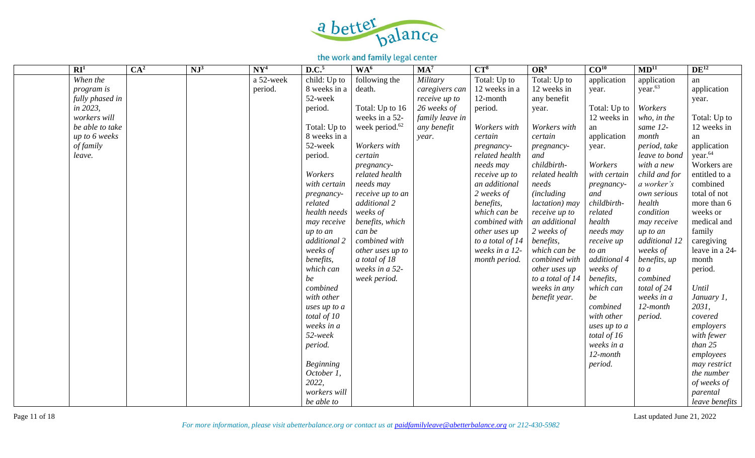| | RI[1] | CA[2] | NJ[3] | NY[4] | D.C.[5] | WA[6] | MA[7] | CT[8] | OR[9] | CO[10] | MD[11] | DE[12] |
|---|---|---|---|---|---|---|---|---|---|---|---|---|
| | *When the program is fully phased in in 2023, workers will be able to take up to 6 weeks of family leave.* | | | a 52-week period. | child: Up to 8 weeks in a 52-week period.<br><br>Total: Up to 8 weeks in a 52-week period.<br><br>*Workers with certain pregnancy-related health needs may receive up to an additional 2 weeks of benefits, which can be combined with other uses up to a total of 10 weeks in a 52-week period.*<br><br>*Beginning October 1, 2022, workers will be able to* | following the death.<br><br>Total: Up to 16 weeks in a 52-week period.[62]<br><br>*Workers with certain pregnancy-related health needs may receive up to an additional 2 weeks of benefits, which can be combined with other uses up to a total of 18 weeks in a 52-week period.* | *Military caregivers can receive up to 26 weeks of family leave in any benefit year.* | Total: Up to 12 weeks in a 12-month period.<br><br>*Workers with certain pregnancy-related health needs may receive up to an additional 2 weeks of benefits, which can be combined with other uses up to a total of 14 weeks in a 12-month period.* | Total: Up to 12 weeks in any benefit year.<br><br>*Workers with certain pregnancy- and childbirth-related health needs (including lactation) may receive up to an additional 2 weeks of benefits, which can be combined with other uses up to a total of 14 weeks in any benefit year.* | application year.<br><br>Total: Up to 12 weeks in an application year.<br><br>*Workers with certain pregnancy- and childbirth-related health needs may receive up to an additional 4 weeks of benefits, which can be combined with other uses up to a total of 16 weeks in a 12-month period.* | application year.[63]<br><br>*Workers who, in the same 12-month period, take leave to bond with a new child and for a worker's own serious health condition may receive up to an additional 12 weeks of benefits, up to a combined total of 24 weeks in a 12-month period.* | an application year.<br><br>Total: Up to 12 weeks in an application year.[64] Workers are entitled to a combined total of not more than 6 weeks or medical and family caregiving leave in a 24-month period.<br><br>*Until January 1, 2031, covered employers with fewer than 25 employees may restrict the number of weeks of parental leave benefits* |

*For more information, please visit abetterbalance.org or contact us at paidfamilyleave@abetterbalance.org or 212-430-5982*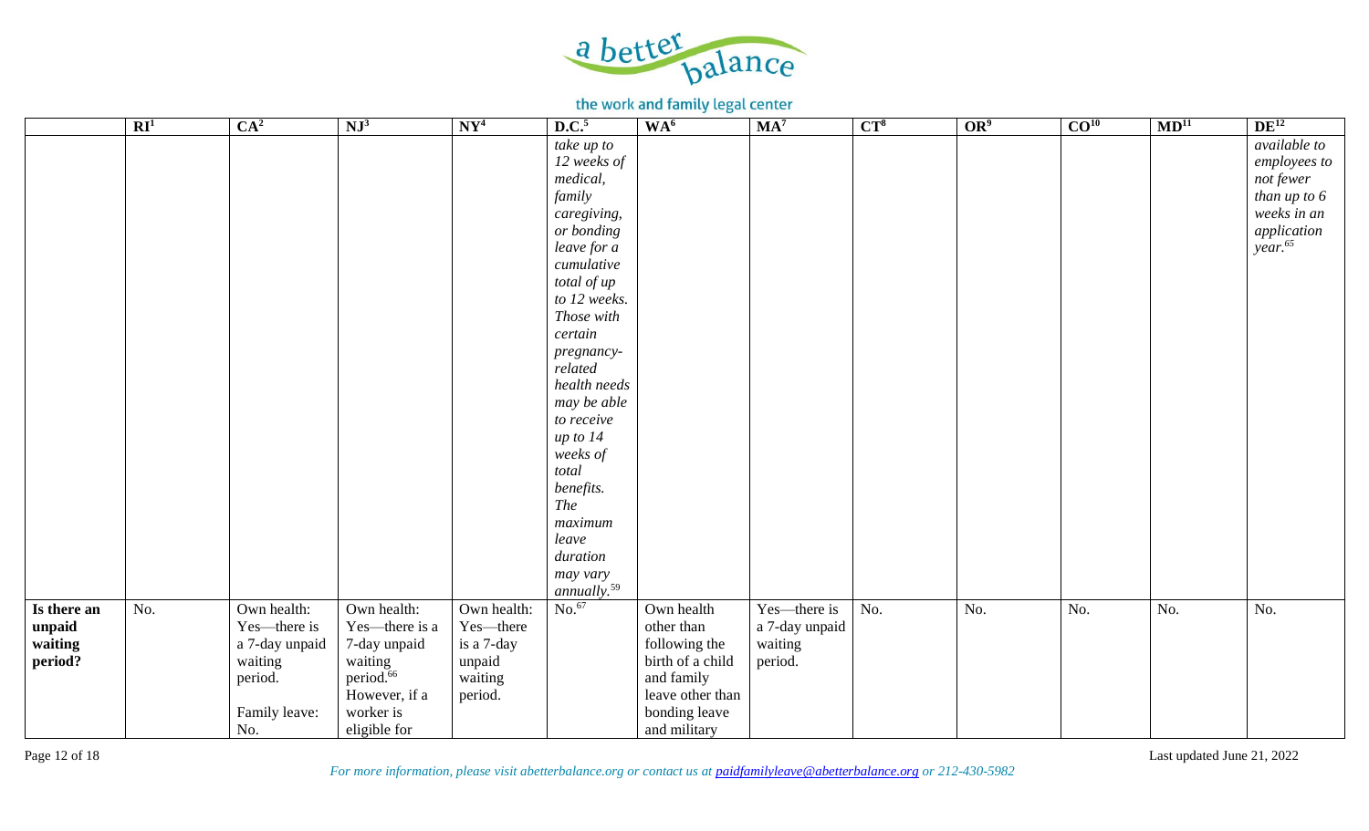| | RI[1] | CA[2] | NJ[3] | NY[4] | D.C.[5] | WA[6] | MA[7] | CT[8] | OR[9] | CO[10] | MD[11] | DE[12] |
|---|---|---|---|---|---|---|---|---|---|---|---|---|
| | | | | | *take up to 12 weeks of medical, family caregiving, or bonding leave for a cumulative total of up to 12 weeks. Those with certain pregnancy-related health needs may be able to receive up to 14 weeks of total benefits. The maximum leave duration may vary annually.*[59] | | | | | | | *available to employees to not fewer than up to 6 weeks in an application year.*[65] |
| **Is there an unpaid waiting period?** | No. | Own health: Yes—there is a 7-day unpaid waiting period.<br><br>Family leave: No. | Own health: Yes—there is a 7-day unpaid waiting period.[66] However, if a worker is eligible for | Own health: Yes—there is a 7-day unpaid waiting period. | No.[67] | Own health other than following the birth of a child and family leave other than bonding leave and military | Yes—there is a 7-day unpaid waiting period. | No. | No. | No. | No. | No. |

*For more information, please visit abetterbalance.org or contact us at paidfamilyleave@abetterbalance.org or 212-430-5982*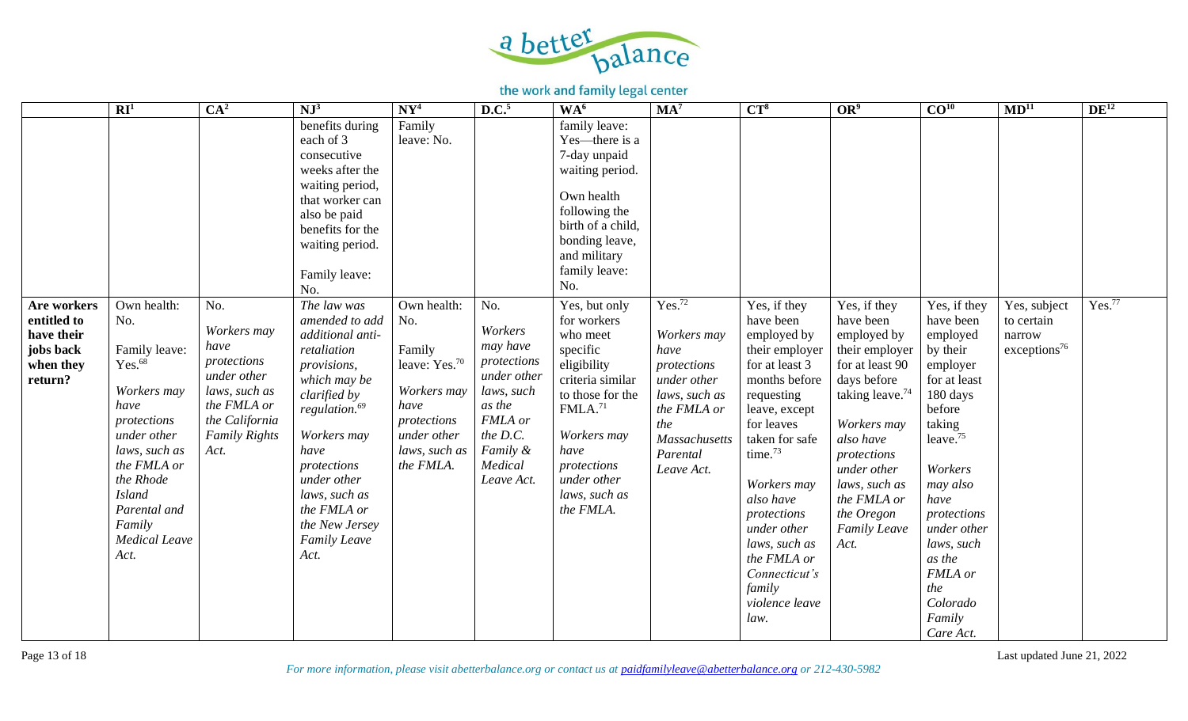|  | RI[1] | CA[2] | NJ[3] | NY[4] | D.C.[5] | WA[6] | MA[7] | CT[8] | OR[9] | CO[10] | MD[11] | DE[12] |
|---|---|---|---|---|---|---|---|---|---|---|---|---|
|  |  |  | benefits during each of 3 consecutive weeks after the waiting period, that worker can also be paid benefits for the waiting period.<br><br>Family leave: No. | Family leave: No. |  | family leave: Yes—there is a 7-day unpaid waiting period.<br><br>Own health following the birth of a child, bonding leave, and military family leave: No. |  |  |  |  |  |  |
| **Are workers entitled to have their jobs back when they return?** | Own health: No.<br><br>Family leave: Yes.[68]<br><br>*Workers may have protections under other laws, such as the FMLA or the Rhode Island Parental and Family Medical Leave Act.* | No.<br><br>*Workers may have protections under other laws, such as the FMLA or the California Family Rights Act.* | *The law was amended to add additional anti-retaliation provisions, which may be clarified by regulation.*[69]<br><br>*Workers may have protections under other laws, such as the FMLA or the New Jersey Family Leave Act.* | Own health: No.<br><br>Family leave: Yes.[70]<br><br>*Workers may have protections under other laws, such as the FMLA.* | No.<br><br>*Workers may have protections under other laws, such as the FMLA or the D.C. Family & Medical Leave Act.* | Yes, but only for workers who meet specific eligibility criteria similar to those for the FMLA.[71]<br><br>*Workers may have protections under other laws, such as the FMLA.* | Yes.[72]<br><br>*Workers may have protections under other laws, such as the FMLA or the Massachusetts Parental Leave Act.* | Yes, if they have been employed by their employer for at least 3 months before requesting leave, except for leaves taken for safe time.[73]<br><br>*Workers may also have protections under other laws, such as the FMLA or Connecticut's family violence leave law.* | Yes, if they have been employed by their employer for at least 90 days before taking leave.[74]<br><br>*Workers may also have protections under other laws, such as the FMLA or the Oregon Family Leave Act.* | Yes, if they have been employed by their employer for at least 180 days before taking leave.[75]<br><br>*Workers may also have protections under other laws, such as the FMLA or the Colorado Family Care Act.* | Yes, subject to certain narrow exceptions[76] | Yes.[77] |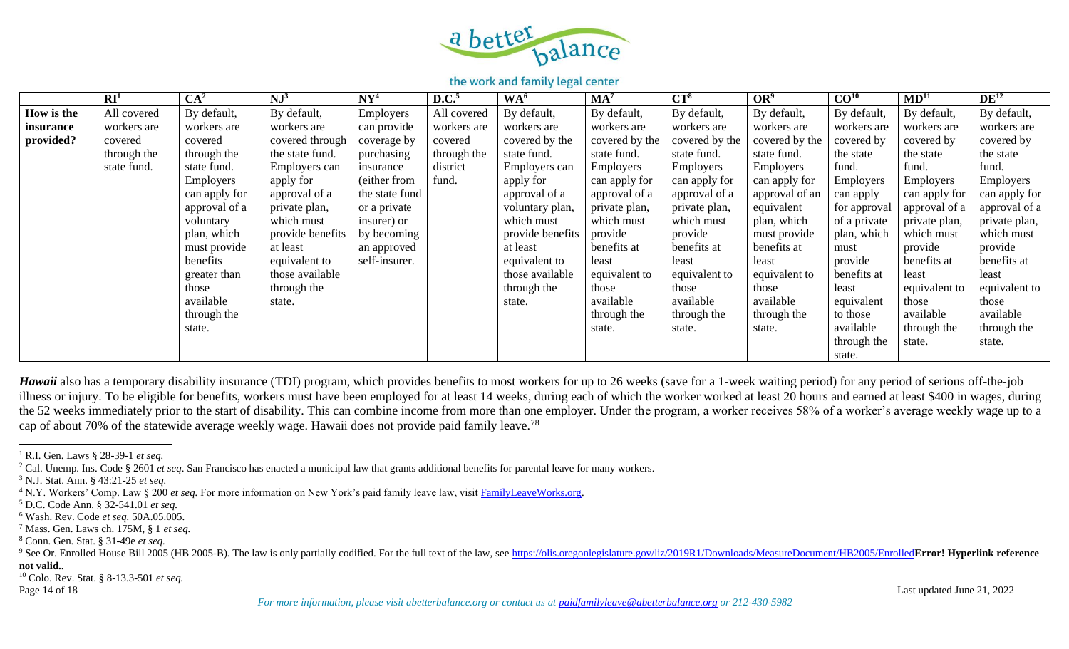| | RI[1] | CA[2] | NJ[3] | NY[4] | D.C.[5] | WA[6] | MA[7] | CT[8] | OR[9] | CO[10] | MD[11] | DE[12] |
|---|---|---|---|---|---|---|---|---|---|---|---|---|
| **How is the insurance provided?** | All covered workers are covered through the state fund. | By default, workers are covered through the state fund. Employers can apply for approval of a voluntary plan, which must provide benefits greater than those available through the state. | By default, workers are covered through the state fund. Employers can apply for approval of a private plan, which must provide benefits at least equivalent to those available through the state. | Employers can provide coverage by purchasing insurance (either from the state fund or a private insurer) or by becoming an approved self-insurer. | All covered workers are covered through the district fund. | By default, workers are covered by the state fund. Employers can apply for approval of a voluntary plan, which must provide benefits at least equivalent to those available through the state. | By default, workers are covered by the state fund. Employers can apply for approval of a private plan, which must provide benefits at least equivalent to those available through the state. | By default, workers are covered by the state fund. Employers can apply for approval of a private plan, which must provide benefits at least equivalent to those available through the state. | By default, workers are covered by the state fund. Employers can apply for approval of an equivalent plan, which must provide benefits at least equivalent to those available through the state. | By default, workers are covered by the state fund. Employers can apply for approval of a private plan, which must provide benefits at least equivalent to those available through the state. | By default, workers are covered by the state fund. Employers can apply for approval of a private plan, which must provide benefits at least equivalent to those available through the state. | By default, workers are covered by the state fund. Employers can apply for approval of a private plan, which must provide benefits at least equivalent to those available through the state. |

***Hawaii*** also has a temporary disability insurance (TDI) program, which provides benefits to most workers for up to 26 weeks (save for a 1-week waiting period) for any period of serious off-the-job illness or injury. To be eligible for benefits, workers must have been employed for at least 14 weeks, during each of which the worker worked at least 20 hours and earned at least $400 in wages, during the 52 weeks immediately prior to the start of disability. This can combine income from more than one employer. Under the program, a worker receives 58% of a worker's average weekly wage up to a cap of about 70% of the statewide average weekly wage. Hawaii does not provide paid family leave.[78]

[1] R.I. Gen. Laws § 28-39-1 *et seq.*

[2] Cal. Unemp. Ins. Code § 2601 *et seq*. San Francisco has enacted a municipal law that grants additional benefits for parental leave for many workers.

[3] N.J. Stat. Ann. § 43:21-25 *et seq.*

[4] N.Y. Workers' Comp. Law § 200 *et seq.* For more information on New York's paid family leave law, visit FamilyLeaveWorks.org.

[5] D.C. Code Ann. § 32-541.01 *et seq.*

[6] Wash. Rev. Code *et seq.* 50A.05.005.

[7] Mass. Gen. Laws ch. 175M, § 1 *et seq.*

[8] Conn. Gen. Stat. § 31-49e *et seq.*

[9] See Or. Enrolled House Bill 2005 (HB 2005-B). The law is only partially codified. For the full text of the law, see https://olis.oregonlegislature.gov/liz/2019R1/Downloads/MeasureDocument/HB2005/Enrolled**Error! Hyperlink reference not valid.**.

[10] Colo. Rev. Stat. § 8-13.3-501 *et seq.*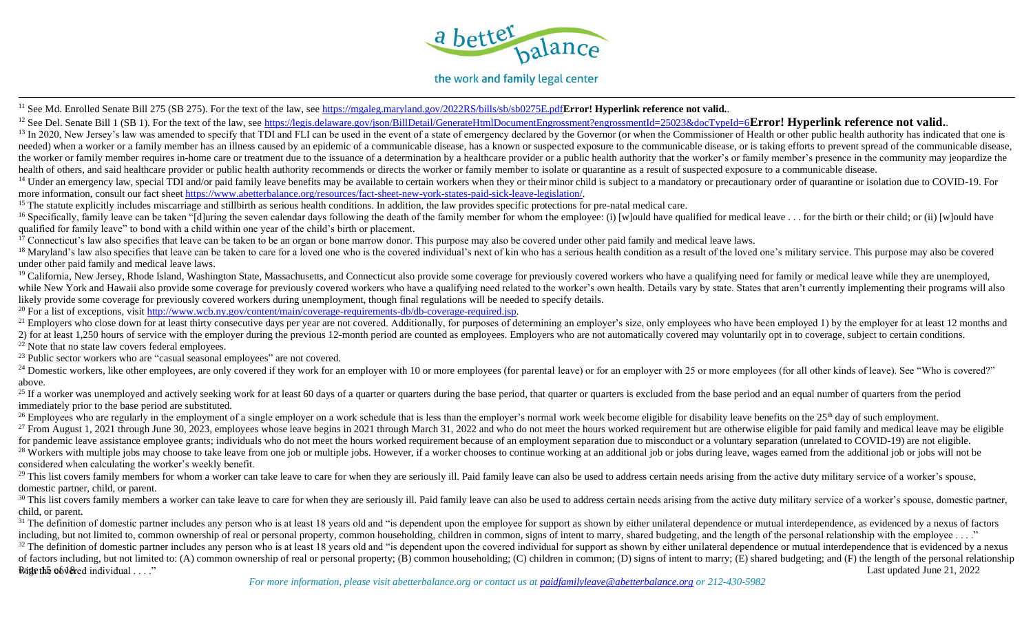[11] See Md. Enrolled Senate Bill 275 (SB 275). For the text of the law, see https://mgaleg.maryland.gov/2022RS/bills/sb/sb0275E.pdf**Error! Hyperlink reference not valid.**.

[12] See Del. Senate Bill 1 (SB 1). For the text of the law, see https://legis.delaware.gov/json/BillDetail/GenerateHtmlDocumentEngrossment?engrossmentId=25023&docTypeId=6**Error! Hyperlink reference not valid.**.

[13] In 2020, New Jersey's law was amended to specify that TDI and FLI can be used in the event of a state of emergency declared by the Governor (or when the Commissioner of Health or other public health authority has indicated that one is needed) when a worker or a family member has an illness caused by an epidemic of a communicable disease, has a known or suspected exposure to the communicable disease, or is taking efforts to prevent spread of the communicable disease, the worker or family member requires in-home care or treatment due to the issuance of a determination by a healthcare provider or a public health authority that the worker's or family member's presence in the community may jeopardize the health of others, and said healthcare provider or public health authority recommends or directs the worker or family member to isolate or quarantine as a result of suspected exposure to a communicable disease.

[14] Under an emergency law, special TDI and/or paid family leave benefits may be available to certain workers when they or their minor child is subject to a mandatory or precautionary order of quarantine or isolation due to COVID-19. For more information, consult our fact sheet https://www.abetterbalance.org/resources/fact-sheet-new-york-states-paid-sick-leave-legislation/.

[15] The statute explicitly includes miscarriage and stillbirth as serious health conditions. In addition, the law provides specific protections for pre-natal medical care.

[16] Specifically, family leave can be taken "[d]uring the seven calendar days following the death of the family member for whom the employee: (i) [w]ould have qualified for medical leave . . . for the birth or their child; or (ii) [w]ould have qualified for family leave" to bond with a child within one year of the child's birth or placement.

[17] Connecticut's law also specifies that leave can be taken to be an organ or bone marrow donor. This purpose may also be covered under other paid family and medical leave laws.

[18] Maryland's law also specifies that leave can be taken to care for a loved one who is the covered individual's next of kin who has a serious health condition as a result of the loved one's military service. This purpose may also be covered under other paid family and medical leave laws.

[19] California, New Jersey, Rhode Island, Washington State, Massachusetts, and Connecticut also provide some coverage for previously covered workers who have a qualifying need for family or medical leave while they are unemployed, while New York and Hawaii also provide some coverage for previously covered workers who have a qualifying need related to the worker's own health. Details vary by state. States that aren't currently implementing their programs will also likely provide some coverage for previously covered workers during unemployment, though final regulations will be needed to specify details.

[20] For a list of exceptions, visit http://www.wcb.ny.gov/content/main/coverage-requirements-db/db-coverage-required.jsp.

[21] Employers who close down for at least thirty consecutive days per year are not covered. Additionally, for purposes of determining an employer's size, only employees who have been employed 1) by the employer for at least 12 months and 2) for at least 1,250 hours of service with the employer during the previous 12-month period are counted as employees. Employers who are not automatically covered may voluntarily opt in to coverage, subject to certain conditions.

[22] Note that no state law covers federal employees.

[23] Public sector workers who are "casual seasonal employees" are not covered.

[24] Domestic workers, like other employees, are only covered if they work for an employer with 10 or more employees (for parental leave) or for an employer with 25 or more employees (for all other kinds of leave). See "Who is covered?" above.

[25] If a worker was unemployed and actively seeking work for at least 60 days of a quarter or quarters during the base period, that quarter or quarters is excluded from the base period and an equal number of quarters from the period immediately prior to the base period are substituted.

[26] Employees who are regularly in the employment of a single employer on a work schedule that is less than the employer's normal work week become eligible for disability leave benefits on the 25th day of such employment.

[27] From August 1, 2021 through June 30, 2023, employees whose leave begins in 2021 through March 31, 2022 and who do not meet the hours worked requirement but are otherwise eligible for paid family and medical leave may be eligible for pandemic leave assistance employee grants; individuals who do not meet the hours worked requirement because of an employment separation due to misconduct or a voluntary separation (unrelated to COVID-19) are not eligible.

[28] Workers with multiple jobs may choose to take leave from one job or multiple jobs. However, if a worker chooses to continue working at an additional job or jobs during leave, wages earned from the additional job or jobs will not be considered when calculating the worker's weekly benefit.

[29] This list covers family members for whom a worker can take leave to care for when they are seriously ill. Paid family leave can also be used to address certain needs arising from the active duty military service of a worker's spouse, domestic partner, child, or parent.

[30] This list covers family members a worker can take leave to care for when they are seriously ill. Paid family leave can also be used to address certain needs arising from the active duty military service of a worker's spouse, domestic partner, child, or parent.

[31] The definition of domestic partner includes any person who is at least 18 years old and "is dependent upon the employee for support as shown by either unilateral dependence or mutual interdependence, as evidenced by a nexus of factors including, but not limited to, common ownership of real or personal property, common householding, children in common, signs of intent to marry, shared budgeting, and the length of the personal relationship with the employee . . . ."

[32] The definition of domestic partner includes any person who is at least 18 years old and "is dependent upon the covered individual for support as shown by either unilateral dependence or mutual interdependence that is evidenced by a nexus of factors including, but not limited to: (A) common ownership of real or personal property; (B) common householding; (C) children in common; (D) signs of intent to marry; (E) shared budgeting; and (F) the length of the personal relationship with the covered individual . . . ."

Last updated June 21, 2022

*For more information, please visit abetterbalance.org or contact us at paidfamilyleave@abetterbalance.org or 212-430-5982*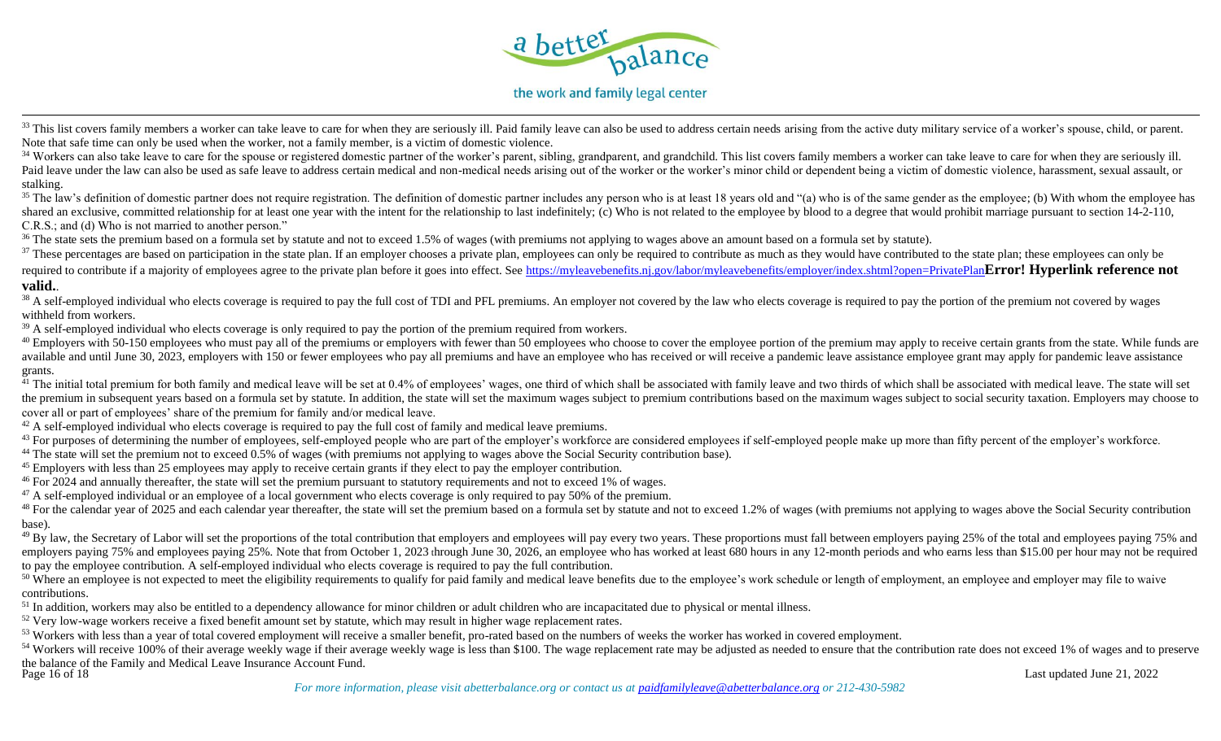[33] This list covers family members a worker can take leave to care for when they are seriously ill. Paid family leave can also be used to address certain needs arising from the active duty military service of a worker's spouse, child, or parent. Note that safe time can only be used when the worker, not a family member, is a victim of domestic violence.

[34] Workers can also take leave to care for the spouse or registered domestic partner of the worker's parent, sibling, grandparent, and grandchild. This list covers family members a worker can take leave to care for when they are seriously ill. Paid leave under the law can also be used as safe leave to address certain medical and non-medical needs arising out of the worker or the worker's minor child or dependent being a victim of domestic violence, harassment, sexual assault, or stalking.

[35] The law's definition of domestic partner does not require registration. The definition of domestic partner includes any person who is at least 18 years old and "(a) who is of the same gender as the employee; (b) With whom the employee has shared an exclusive, committed relationship for at least one year with the intent for the relationship to last indefinitely; (c) Who is not related to the employee by blood to a degree that would prohibit marriage pursuant to section 14-2-110, C.R.S.; and (d) Who is not married to another person."

[36] The state sets the premium based on a formula set by statute and not to exceed 1.5% of wages (with premiums not applying to wages above an amount based on a formula set by statute).

[37] These percentages are based on participation in the state plan. If an employer chooses a private plan, employees can only be required to contribute as much as they would have contributed to the state plan; these employees can only be required to contribute if a majority of employees agree to the private plan before it goes into effect. See https://myleavebenefits.nj.gov/labor/myleavebenefits/employer/index.shtml?open=PrivatePlan**Error! Hyperlink reference not valid.**.

[38] A self-employed individual who elects coverage is required to pay the full cost of TDI and PFL premiums. An employer not covered by the law who elects coverage is required to pay the portion of the premium not covered by wages withheld from workers.

[39] A self-employed individual who elects coverage is only required to pay the portion of the premium required from workers.

[40] Employers with 50-150 employees who must pay all of the premiums or employers with fewer than 50 employees who choose to cover the employee portion of the premium may apply to receive certain grants from the state. While funds are available and until June 30, 2023, employers with 150 or fewer employees who pay all premiums and have an employee who has received or will receive a pandemic leave assistance employee grant may apply for pandemic leave assistance grants.

[41] The initial total premium for both family and medical leave will be set at 0.4% of employees' wages, one third of which shall be associated with family leave and two thirds of which shall be associated with medical leave. The state will set the premium in subsequent years based on a formula set by statute. In addition, the state will set the maximum wages subject to premium contributions based on the maximum wages subject to social security taxation. Employers may choose to cover all or part of employees' share of the premium for family and/or medical leave.

[42] A self-employed individual who elects coverage is required to pay the full cost of family and medical leave premiums.

[43] For purposes of determining the number of employees, self-employed people who are part of the employer's workforce are considered employees if self-employed people make up more than fifty percent of the employer's workforce.

[44] The state will set the premium not to exceed 0.5% of wages (with premiums not applying to wages above the Social Security contribution base).

[45] Employers with less than 25 employees may apply to receive certain grants if they elect to pay the employer contribution.

[46] For 2024 and annually thereafter, the state will set the premium pursuant to statutory requirements and not to exceed 1% of wages.

[47] A self-employed individual or an employee of a local government who elects coverage is only required to pay 50% of the premium.

[48] For the calendar year of 2025 and each calendar year thereafter, the state will set the premium based on a formula set by statute and not to exceed 1.2% of wages (with premiums not applying to wages above the Social Security contribution base).

[49] By law, the Secretary of Labor will set the proportions of the total contribution that employers and employees will pay every two years. These proportions must fall between employers paying 25% of the total and employees paying 75% and employers paying 75% and employees paying 25%. Note that from October 1, 2023 through June 30, 2026, an employee who has worked at least 680 hours in any 12-month periods and who earns less than $15.00 per hour may not be required to pay the employee contribution. A self-employed individual who elects coverage is required to pay the full contribution.

[50] Where an employee is not expected to meet the eligibility requirements to qualify for paid family and medical leave benefits due to the employee's work schedule or length of employment, an employee and employer may file to waive contributions.

[51] In addition, workers may also be entitled to a dependency allowance for minor children or adult children who are incapacitated due to physical or mental illness.

[52] Very low-wage workers receive a fixed benefit amount set by statute, which may result in higher wage replacement rates.

[53] Workers with less than a year of total covered employment will receive a smaller benefit, pro-rated based on the numbers of weeks the worker has worked in covered employment.

[54] Workers will receive 100% of their average weekly wage if their average weekly wage is less than $100. The wage replacement rate may be adjusted as needed to ensure that the contribution rate does not exceed 1% of wages and to preserve the balance of the Family and Medical Leave Insurance Account Fund.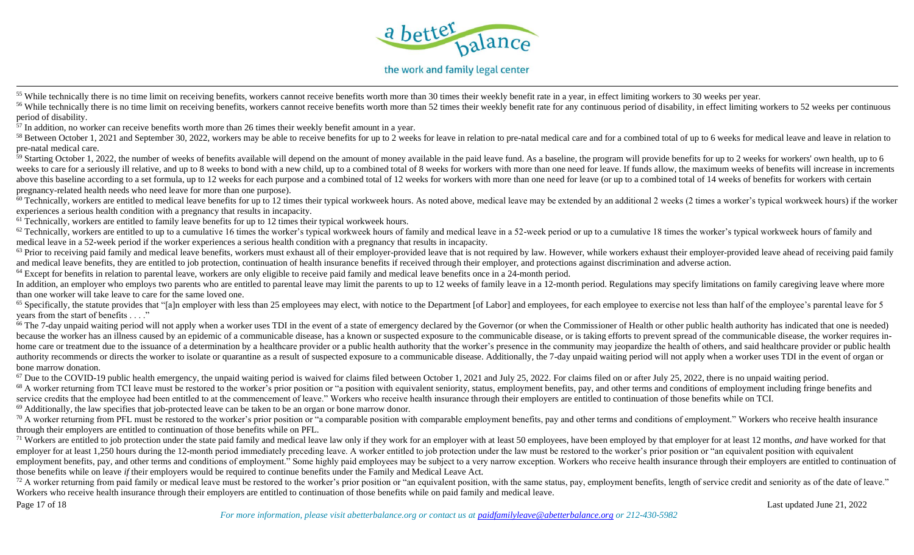[55] While technically there is no time limit on receiving benefits, workers cannot receive benefits worth more than 30 times their weekly benefit rate in a year, in effect limiting workers to 30 weeks per year.

[56] While technically there is no time limit on receiving benefits, workers cannot receive benefits worth more than 52 times their weekly benefit rate for any continuous period of disability, in effect limiting workers to 52 weeks per continuous period of disability.

[57] In addition, no worker can receive benefits worth more than 26 times their weekly benefit amount in a year.

[58] Between October 1, 2021 and September 30, 2022, workers may be able to receive benefits for up to 2 weeks for leave in relation to pre-natal medical care and for a combined total of up to 6 weeks for medical leave and leave in relation to pre-natal medical care.

[59] Starting October 1, 2022, the number of weeks of benefits available will depend on the amount of money available in the paid leave fund. As a baseline, the program will provide benefits for up to 2 weeks for workers' own health, up to 6 weeks to care for a seriously ill relative, and up to 8 weeks to bond with a new child, up to a combined total of 8 weeks for workers with more than one need for leave. If funds allow, the maximum weeks of benefits will increase in increments above this baseline according to a set formula, up to 12 weeks for each purpose and a combined total of 12 weeks for workers with more than one need for leave (or up to a combined total of 14 weeks of benefits for workers with certain pregnancy-related health needs who need leave for more than one purpose).

[60] Technically, workers are entitled to medical leave benefits for up to 12 times their typical workweek hours. As noted above, medical leave may be extended by an additional 2 weeks (2 times a worker's typical workweek hours) if the worker experiences a serious health condition with a pregnancy that results in incapacity.

[61] Technically, workers are entitled to family leave benefits for up to 12 times their typical workweek hours.

[62] Technically, workers are entitled to up to a cumulative 16 times the worker's typical workweek hours of family and medical leave in a 52-week period or up to a cumulative 18 times the worker's typical workweek hours of family and medical leave in a 52-week period if the worker experiences a serious health condition with a pregnancy that results in incapacity.

[63] Prior to receiving paid family and medical leave benefits, workers must exhaust all of their employer-provided leave that is not required by law. However, while workers exhaust their employer-provided leave ahead of receiving paid family and medical leave benefits, they are entitled to job protection, continuation of health insurance benefits if received through their employer, and protections against discrimination and adverse action.

[64] Except for benefits in relation to parental leave, workers are only eligible to receive paid family and medical leave benefits once in a 24-month period.

In addition, an employer who employs two parents who are entitled to parental leave may limit the parents to up to 12 weeks of family leave in a 12-month period. Regulations may specify limitations on family caregiving leave where more than one worker will take leave to care for the same loved one.

[65] Specifically, the statute provides that "[a]n employer with less than 25 employees may elect, with notice to the Department [of Labor] and employees, for each employee to exercise not less than half of the employee's parental leave for 5 years from the start of benefits . . . ."

[66] The 7-day unpaid waiting period will not apply when a worker uses TDI in the event of a state of emergency declared by the Governor (or when the Commissioner of Health or other public health authority has indicated that one is needed) because the worker has an illness caused by an epidemic of a communicable disease, has a known or suspected exposure to the communicable disease, or is taking efforts to prevent spread of the communicable disease, the worker requires in-home care or treatment due to the issuance of a determination by a healthcare provider or a public health authority that the worker's presence in the community may jeopardize the health of others, and said healthcare provider or public health authority recommends or directs the worker to isolate or quarantine as a result of suspected exposure to a communicable disease. Additionally, the 7-day unpaid waiting period will not apply when a worker uses TDI in the event of organ or bone marrow donation.

[67] Due to the COVID-19 public health emergency, the unpaid waiting period is waived for claims filed between October 1, 2021 and July 25, 2022. For claims filed on or after July 25, 2022, there is no unpaid waiting period.

[68] A worker returning from TCI leave must be restored to the worker's prior position or "a position with equivalent seniority, status, employment benefits, pay, and other terms and conditions of employment including fringe benefits and service credits that the employee had been entitled to at the commencement of leave." Workers who receive health insurance through their employers are entitled to continuation of those benefits while on TCI.

[69] Additionally, the law specifies that job-protected leave can be taken to be an organ or bone marrow donor.

[70] A worker returning from PFL must be restored to the worker's prior position or "a comparable position with comparable employment benefits, pay and other terms and conditions of employment." Workers who receive health insurance through their employers are entitled to continuation of those benefits while on PFL.

[71] Workers are entitled to job protection under the state paid family and medical leave law only if they work for an employer with at least 50 employees, have been employed by that employer for at least 12 months, *and* have worked for that employer for at least 1,250 hours during the 12-month period immediately preceding leave. A worker entitled to job protection under the law must be restored to the worker's prior position or "an equivalent position with equivalent employment benefits, pay, and other terms and conditions of employment." Some highly paid employees may be subject to a very narrow exception. Workers who receive health insurance through their employers are entitled to continuation of those benefits while on leave *if* their employers would be required to continue benefits under the Family and Medical Leave Act.

[72] A worker returning from paid family or medical leave must be restored to the worker's prior position or "an equivalent position, with the same status, pay, employment benefits, length of service credit and seniority as of the date of leave." Workers who receive health insurance through their employers are entitled to continuation of those benefits while on paid family and medical leave.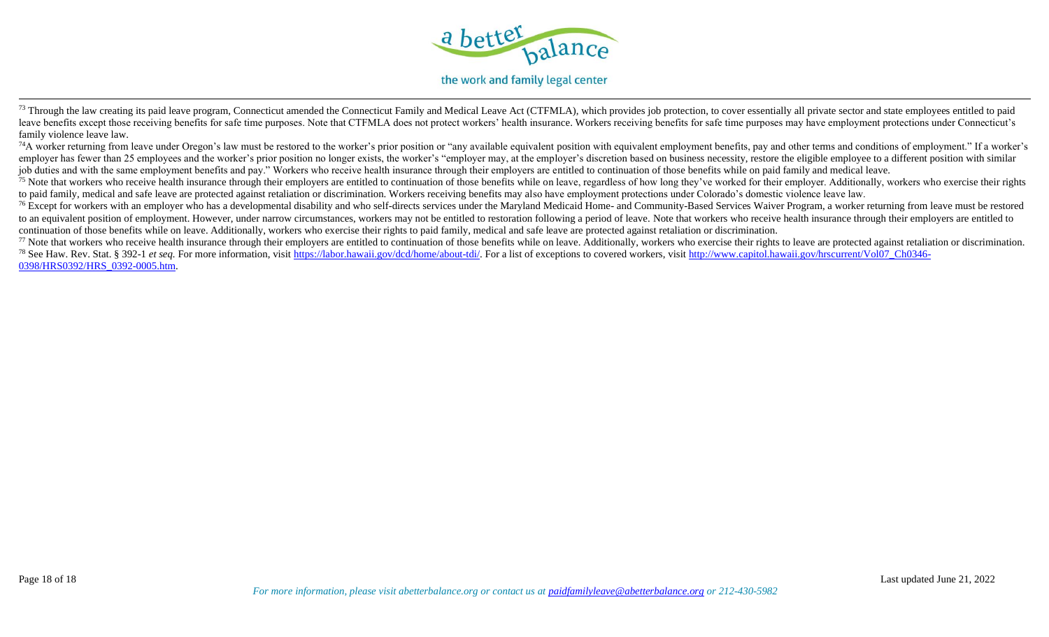[73] Through the law creating its paid leave program, Connecticut amended the Connecticut Family and Medical Leave Act (CTFMLA), which provides job protection, to cover essentially all private sector and state employees entitled to paid leave benefits except those receiving benefits for safe time purposes. Note that CTFMLA does not protect workers' health insurance. Workers receiving benefits for safe time purposes may have employment protections under Connecticut's family violence leave law.

[74] A worker returning from leave under Oregon's law must be restored to the worker's prior position or "any available equivalent position with equivalent employment benefits, pay and other terms and conditions of employment." If a worker's employer has fewer than 25 employees and the worker's prior position no longer exists, the worker's "employer may, at the employer's discretion based on business necessity, restore the eligible employee to a different position with similar job duties and with the same employment benefits and pay." Workers who receive health insurance through their employers are entitled to continuation of those benefits while on paid family and medical leave.

[75] Note that workers who receive health insurance through their employers are entitled to continuation of those benefits while on leave, regardless of how long they've worked for their employer. Additionally, workers who exercise their rights to paid family, medical and safe leave are protected against retaliation or discrimination. Workers receiving benefits may also have employment protections under Colorado's domestic violence leave law.

[76] Except for workers with an employer who has a developmental disability and who self-directs services under the Maryland Medicaid Home- and Community-Based Services Waiver Program, a worker returning from leave must be restored to an equivalent position of employment. However, under narrow circumstances, workers may not be entitled to restoration following a period of leave. Note that workers who receive health insurance through their employers are entitled to continuation of those benefits while on leave. Additionally, workers who exercise their rights to paid family, medical and safe leave are protected against retaliation or discrimination.

[77] Note that workers who receive health insurance through their employers are entitled to continuation of those benefits while on leave. Additionally, workers who exercise their rights to leave are protected against retaliation or discrimination.

[78] See Haw. Rev. Stat. § 392-1 *et seq.* For more information, visit https://labor.hawaii.gov/dcd/home/about-tdi/. For a list of exceptions to covered workers, visit http://www.capitol.hawaii.gov/hrscurrent/Vol07_Ch0346-0398/HRS0392/HRS_0392-0005.htm.